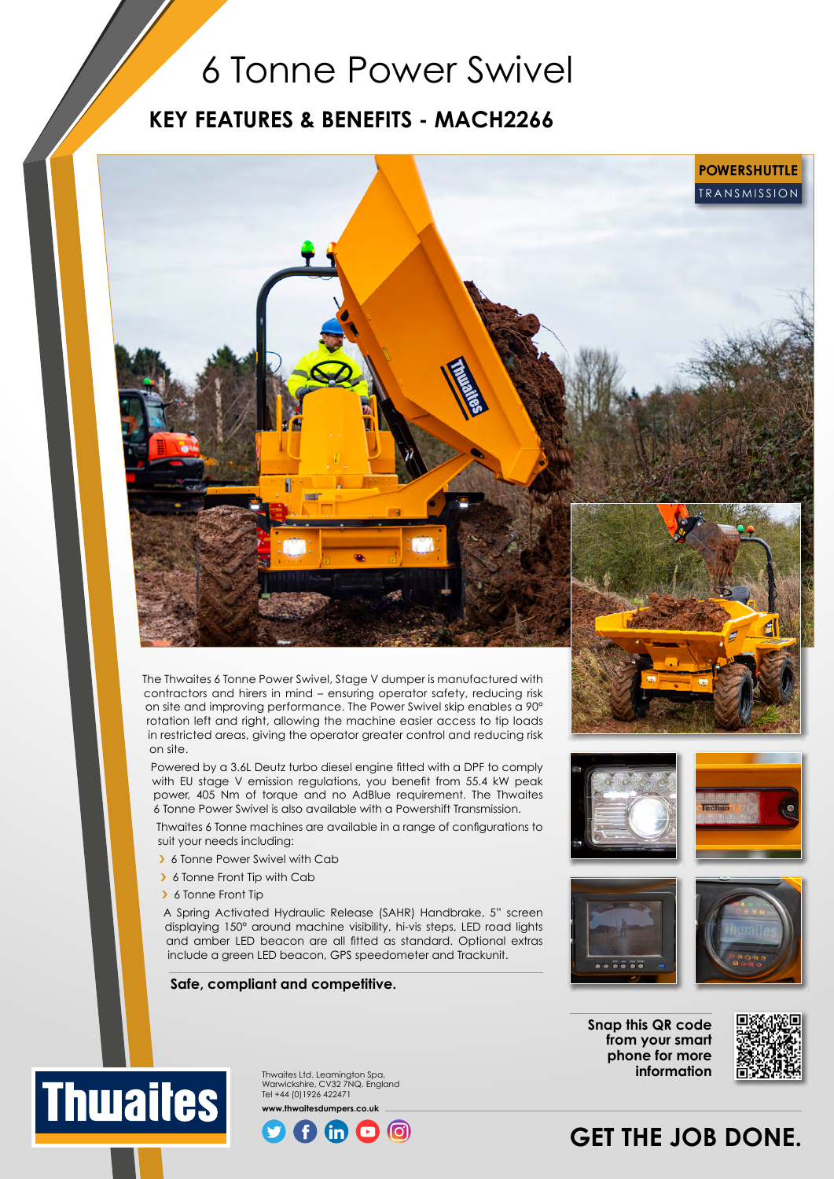# 6 Tonne Power Swivel

## KEY FEATURES & BENEFITS - MACH2266

**POWERSHUTTLE** TRANSMISSION

The Thwaites 6 Tonne Power Swivel, Stage V dumper is manufactured with contractors and hirers in mind – ensuring operator safety, reducing risk on site and improving performance. The Power Swivel skip enables a 90° rotation left and right, allowing the machine easier access to tip loads in restricted areas, giving the operator greater control and reducing risk on site.

Powered by a 3.6L Deutz turbo diesel engine fitted with a DPF to comply with EU stage V emission regulations, you benefit from 55.4 kW peak power, 405 Nm of torque and no AdBlue requirement. The Thwaites 6 Tonne Power Swivel is also available with a Powershift Transmission.

Thwaites 6 Tonne machines are available in a range of configurations to suit your needs including:

- 6 Tonne Power Swivel with Cab
- 6 Tonne Front Tip with Cab
- 6 Tonne Front Tip

A Spring Activated Hydraulic Release (SAHR) Handbrake, 5" screen displaying 150° around machine visibility, hi-vis steps, LED road lights and amber LED beacon are all fitted as standard. Optional extras include a green LED beacon, GPS speedometer and Trackunit.

**Safe, compliant and competitive.**

**Snap this QR code from your smart phone for more information**

Thwaites Ltd. Leamington Spa, Warwickshire, CV32 7NQ. England
Tel +44 (0)1926 422471

**www.thwaitesdumpers.co.uk**

**GET THE JOB DONE.**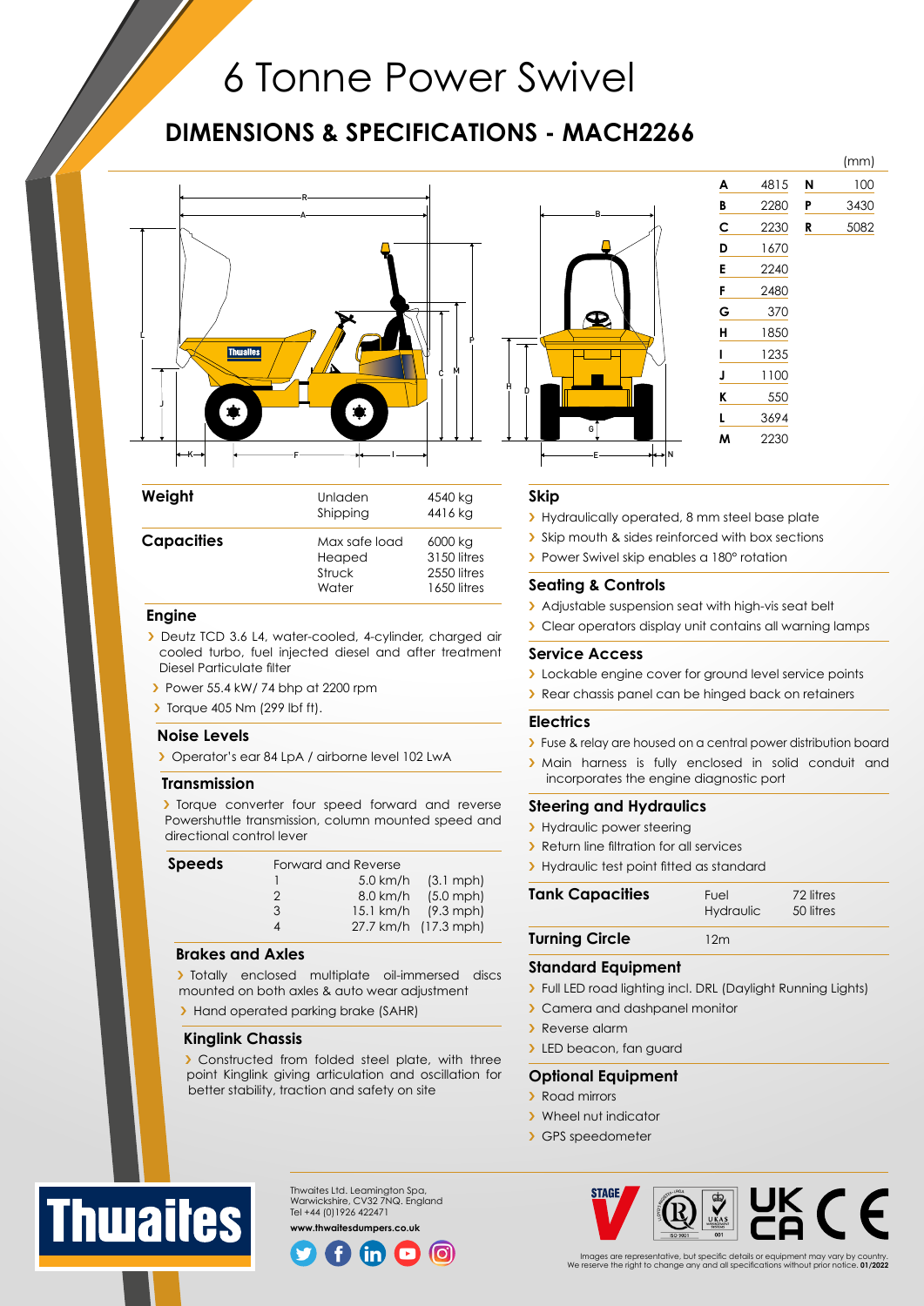# 6 Tonne Power Swivel

## DIMENSIONS & SPECIFICATIONS - MACH2266

(mm)

| | | | |
|---|---|---|---|
| A | 4815 | N | 100 |
| B | 2280 | P | 3430 |
| C | 2230 | R | 5082 |
| D | 1670 | | |
| E | 2240 | | |
| F | 2480 | | |
| G | 370 | | |
| H | 1850 | | |
| I | 1235 | | |
| J | 1100 | | |
| K | 550 | | |
| L | 3694 | | |
| M | 2230 | | |

| | | |
|---|---|---|
| **Weight** | Unladen | 4540 kg |
| | Shipping | 4416 kg |
| **Capacities** | Max safe load | 6000 kg |
| | Heaped | 3150 litres |
| | Struck | 2550 litres |
| | Water | 1650 litres |

### Engine

- Deutz TCD 3.6 L4, water-cooled, 4-cylinder, charged air cooled turbo, fuel injected diesel and after treatment Diesel Particulate filter
- Power 55.4 kW/ 74 bhp at 2200 rpm
- Torque 405 Nm (299 lbf ft).

### Noise Levels

- Operator's ear 84 LpA / airborne level 102 LwA

### Transmission

- Torque converter four speed forward and reverse Powershuttle transmission, column mounted speed and directional control lever

| **Speeds** | Forward and Reverse | | |
|---|---|---|---|
| | 1 | 5.0 km/h | (3.1 mph) |
| | 2 | 8.0 km/h | (5.0 mph) |
| | 3 | 15.1 km/h | (9.3 mph) |
| | 4 | 27.7 km/h | (17.3 mph) |

### Brakes and Axles

- Totally enclosed multiplate oil-immersed discs mounted on both axles & auto wear adjustment
- Hand operated parking brake (SAHR)

### Kinglink Chassis

- Constructed from folded steel plate, with three point Kinglink giving articulation and oscillation for better stability, traction and safety on site

### Skip

- Hydraulically operated, 8 mm steel base plate
- Skip mouth & sides reinforced with box sections
- Power Swivel skip enables a 180° rotation

### Seating & Controls

- Adjustable suspension seat with high-vis seat belt
- Clear operators display unit contains all warning lamps

### Service Access

- Lockable engine cover for ground level service points
- Rear chassis panel can be hinged back on retainers

### Electrics

- Fuse & relay are housed on a central power distribution board
- Main harness is fully enclosed in solid conduit and incorporates the engine diagnostic port

### Steering and Hydraulics

- Hydraulic power steering
- Return line filtration for all services
- Hydraulic test point fitted as standard

| | | |
|---|---|---|
| **Tank Capacities** | Fuel | 72 litres |
| | Hydraulic | 50 litres |
| **Turning Circle** | 12m | |

### Standard Equipment

- Full LED road lighting incl. DRL (Daylight Running Lights)
- Camera and dashpanel monitor
- Reverse alarm
- LED beacon, fan guard

### Optional Equipment

- Road mirrors
- Wheel nut indicator
- GPS speedometer

Thwaites Ltd. Leamington Spa, Warwickshire, CV32 7NQ. England
Tel +44 (0)1926 422471
**www.thwaitesdumpers.co.uk**

Images are representative, but specific details or equipment may vary by country.
We reserve the right to change any and all specifications without prior notice. **01/2022**